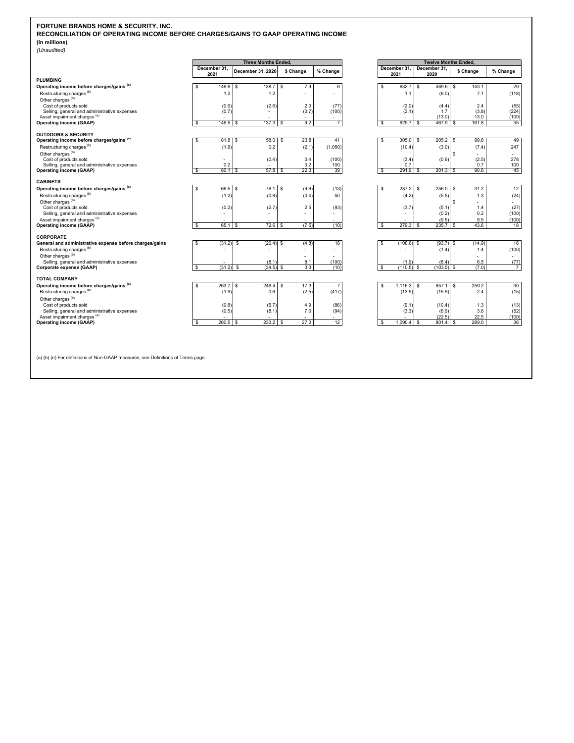# FORTUNE BRANDS HOME & SECURITY, INC.

## RECONCILIATION OF OPERATING INCOME BEFORE CHARGES/GAINS TO GAAP OPERATING INCOME

**(In millions)**

*(Unaudited)*

| | Three Months Ended, | | | | Twelve Months Ended, | | | |
|---|---|---|---|---|---|---|---|---|
| | December 31, 2021 | December 31, 2020 | $ Change | % Change | December 31, 2021 | December 31, 2020 | $ Change | % Change |
| **PLUMBING** | | | | | | | | |
| **Operating income before charges/gains [(a)]** | $ 146.6 | $ 138.7 | $ 7.9 | 6 | $ 632.7 | $ 489.6 | $ 143.1 | 29 |
| Restructuring charges [(b)] | 1.2 | 1.2 | - | - | 1.1 | (6.0) | 7.1 | (118) |
| Other charges [(b)] | | | | | | | | |
| Cost of products sold | (0.6) | (2.6) | 2.0 | (77) | (2.0) | (4.4) | 2.4 | (55) |
| Selling, general and administrative expenses | (0.7) | - | (0.7) | (100) | (2.1) | 1.7 | (3.8) | (224) |
| Asset impairment charges [(e)] | - | - | - | - | - | (13.0) | 13.0 | (100) |
| **Operating income (GAAP)** | $ 146.5 | $ 137.3 | $ 9.2 | 7 | $ 629.7 | $ 467.9 | $ 161.8 | 35 |
| **OUTDOORS & SECURITY** | | | | | | | | |
| **Operating income before charges/gains [(a)]** | $ 81.8 | $ 58.0 | $ 23.8 | 41 | $ 305.0 | $ 205.2 | $ 99.8 | 49 |
| Restructuring charges [(b)] | (1.9) | 0.2 | (2.1) | (1,050) | (10.4) | (3.0) | (7.4) | 247 |
| Other charges [(b)] | | | | | | | $ - | - |
| Cost of products sold | - | (0.4) | 0.4 | (100) | (3.4) | (0.9) | (2.5) | 278 |
| Selling, general and administrative expenses | 0.2 | - | 0.2 | 100 | 0.7 | - | 0.7 | 100 |
| **Operating income (GAAP)** | $ 80.1 | $ 57.8 | $ 22.3 | 39 | $ 291.9 | $ 201.3 | $ 90.6 | 45 |
| **CABINETS** | | | | | | | | |
| **Operating income before charges/gains [(a)]** | $ 66.5 | $ 76.1 | $ (9.6) | (13) | $ 287.2 | $ 256.0 | $ 31.2 | 12 |
| Restructuring charges [(b)] | (1.2) | (0.8) | (0.4) | 50 | (4.2) | (5.5) | 1.3 | (24) |
| Other charges [(b)] | | | | | | | $ - | - |
| Cost of products sold | (0.2) | (2.7) | 2.5 | (93) | (3.7) | (5.1) | 1.4 | (27) |
| Selling, general and administrative expenses | - | - | - | - | - | (0.2) | 0.2 | (100) |
| Asset impairment charges [(e)] | - | - | - | - | - | (9.5) | 9.5 | (100) |
| **Operating income (GAAP)** | $ 65.1 | $ 72.6 | $ (7.5) | (10) | $ 279.3 | $ 235.7 | $ 43.6 | 18 |
| **CORPORATE** | | | | | | | | |
| **General and administrative expense before charges/gains** | $ (31.2) | $ (26.4) | $ (4.8) | 18 | $ (108.6) | $ (93.7) | $ (14.9) | 16 |
| Restructuring charges [(b)] | - | - | - | - | - | (1.4) | 1.4 | (100) |
| Other charges [(b)] | | | - | - | | | - | - |
| Selling, general and administrative expenses | - | (8.1) | 8.1 | (100) | (1.9) | (8.4) | 6.5 | (77) |
| **Corporate expense (GAAP)** | $ (31.2) | $ (34.5) | $ 3.3 | (10) | $ (110.5) | $ (103.5) | $ (7.0) | 7 |
| **TOTAL COMPANY** | | | | | | | | |
| **Operating income before charges/gains [(a)]** | $ 263.7 | $ 246.4 | $ 17.3 | 7 | $ 1,116.3 | $ 857.1 | $ 259.2 | 30 |
| Restructuring charges [(b)] | (1.9) | 0.6 | (2.5) | (417) | (13.5) | (15.9) | 2.4 | (15) |
| Other charges [(b)] | | | | | | | | |
| Cost of products sold | (0.8) | (5.7) | 4.9 | (86) | (9.1) | (10.4) | 1.3 | (13) |
| Selling, general and administrative expenses | (0.5) | (8.1) | 7.6 | (94) | (3.3) | (6.9) | 3.6 | (52) |
| Asset impairment charges [(e)] | - | - | - | - | - | (22.5) | 22.5 | (100) |
| **Operating income (GAAP)** | $ 260.5 | $ 233.2 | $ 27.3 | 12 | $ 1,090.4 | $ 801.4 | $ 289.0 | 36 |

(a) (b) (e) For definitions of Non-GAAP measures, see Definitions of Terms page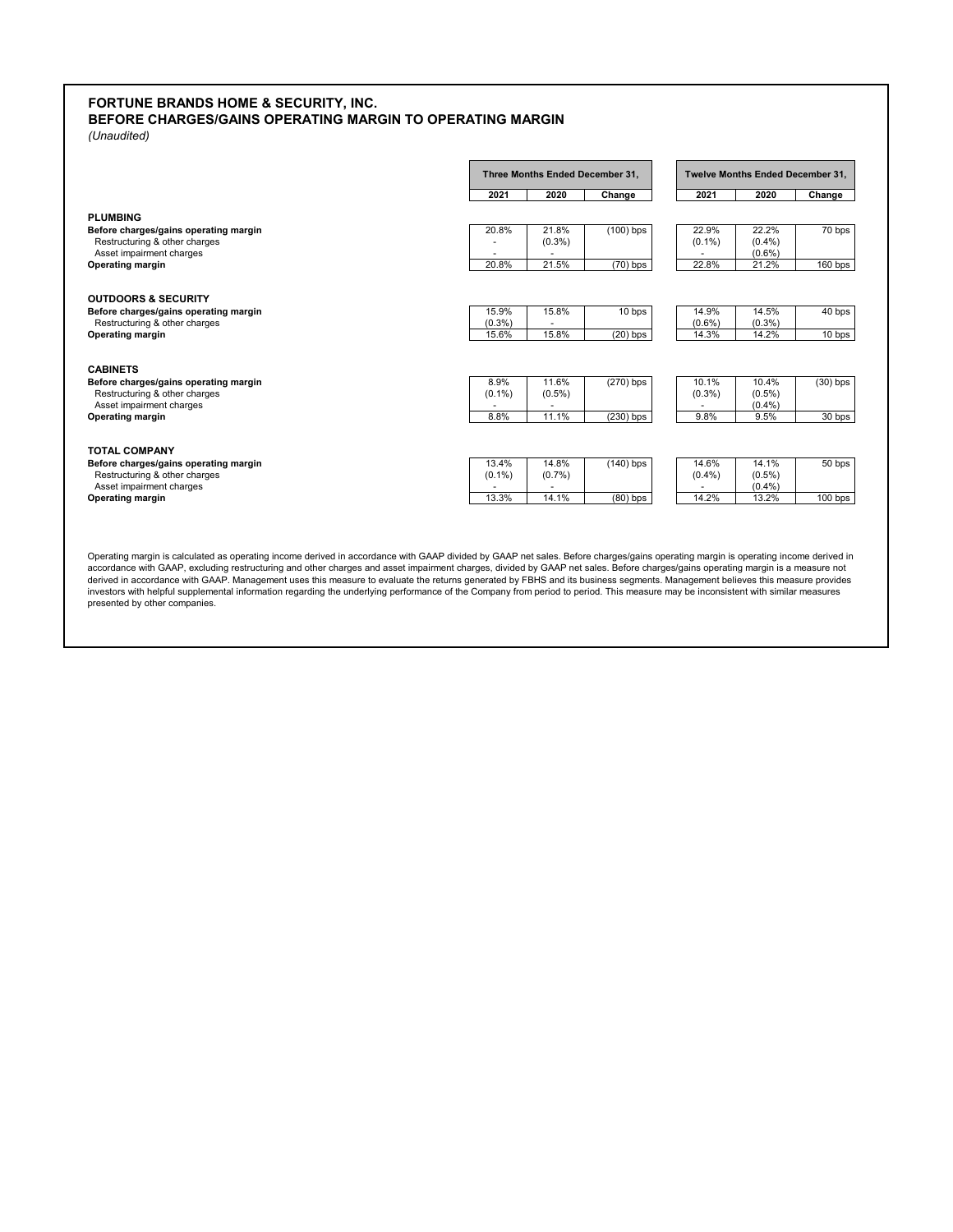# FORTUNE BRANDS HOME & SECURITY, INC.
## BEFORE CHARGES/GAINS OPERATING MARGIN TO OPERATING MARGIN
*(Unaudited)*

| | Three Months Ended December 31, | | | Twelve Months Ended December 31, | | |
|---|---|---|---|---|---|---|
| | 2021 | 2020 | Change | 2021 | 2020 | Change |
| **PLUMBING** | | | | | | |
| **Before charges/gains operating margin** | 20.8% | 21.8% | (100) bps | 22.9% | 22.2% | 70 bps |
| Restructuring & other charges | - | (0.3%) | | (0.1%) | (0.4%) | |
| Asset impairment charges | - | - | | - | (0.6%) | |
| **Operating margin** | 20.8% | 21.5% | (70) bps | 22.8% | 21.2% | 160 bps |
| **OUTDOORS & SECURITY** | | | | | | |
| **Before charges/gains operating margin** | 15.9% | 15.8% | 10 bps | 14.9% | 14.5% | 40 bps |
| Restructuring & other charges | (0.3%) | - | | (0.6%) | (0.3%) | |
| **Operating margin** | 15.6% | 15.8% | (20) bps | 14.3% | 14.2% | 10 bps |
| **CABINETS** | | | | | | |
| **Before charges/gains operating margin** | 8.9% | 11.6% | (270) bps | 10.1% | 10.4% | (30) bps |
| Restructuring & other charges | (0.1%) | (0.5%) | | (0.3%) | (0.5%) | |
| Asset impairment charges | - | - | | - | (0.4%) | |
| **Operating margin** | 8.8% | 11.1% | (230) bps | 9.8% | 9.5% | 30 bps |
| **TOTAL COMPANY** | | | | | | |
| **Before charges/gains operating margin** | 13.4% | 14.8% | (140) bps | 14.6% | 14.1% | 50 bps |
| Restructuring & other charges | (0.1%) | (0.7%) | | (0.4%) | (0.5%) | |
| Asset impairment charges | - | - | | - | (0.4%) | |
| **Operating margin** | 13.3% | 14.1% | (80) bps | 14.2% | 13.2% | 100 bps |

Operating margin is calculated as operating income derived in accordance with GAAP divided by GAAP net sales. Before charges/gains operating margin is operating income derived in accordance with GAAP, excluding restructuring and other charges and asset impairment charges, divided by GAAP net sales. Before charges/gains operating margin is a measure not derived in accordance with GAAP. Management uses this measure to evaluate the returns generated by FBHS and its business segments. Management believes this measure provides investors with helpful supplemental information regarding the underlying performance of the Company from period to period. This measure may be inconsistent with similar measures presented by other companies.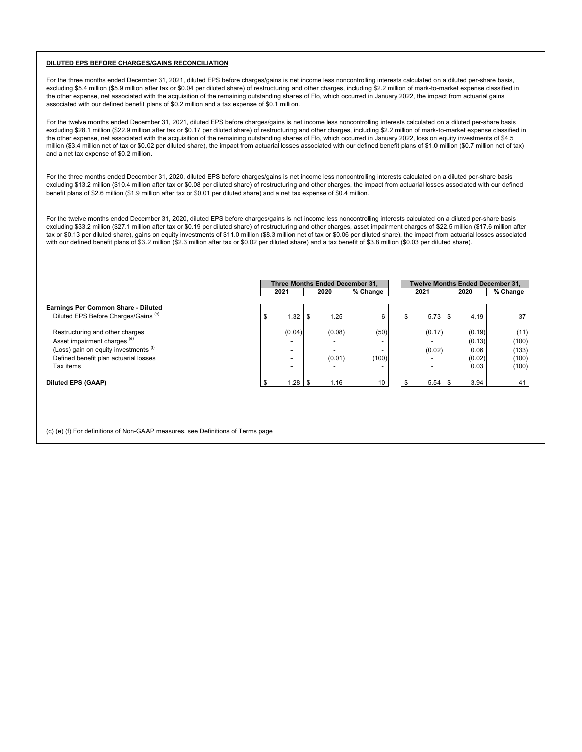**DILUTED EPS BEFORE CHARGES/GAINS RECONCILIATION**

For the three months ended December 31, 2021, diluted EPS before charges/gains is net income less noncontrolling interests calculated on a diluted per-share basis, excluding $5.4 million ($5.9 million after tax or $0.04 per diluted share) of restructuring and other charges, including $2.2 million of mark-to-market expense classified in the other expense, net associated with the acquisition of the remaining outstanding shares of Flo, which occurred in January 2022, the impact from actuarial gains associated with our defined benefit plans of $0.2 million and a tax expense of $0.1 million.

For the twelve months ended December 31, 2021, diluted EPS before charges/gains is net income less noncontrolling interests calculated on a diluted per-share basis excluding $28.1 million ($22.9 million after tax or $0.17 per diluted share) of restructuring and other charges, including $2.2 million of mark-to-market expense classified in the other expense, net associated with the acquisition of the remaining outstanding shares of Flo, which occurred in January 2022, loss on equity investments of $4.5 million ($3.4 million net of tax or $0.02 per diluted share), the impact from actuarial losses associated with our defined benefit plans of $1.0 million ($0.7 million net of tax) and a net tax expense of $0.2 million.

For the three months ended December 31, 2020, diluted EPS before charges/gains is net income less noncontrolling interests calculated on a diluted per-share basis excluding $13.2 million ($10.4 million after tax or $0.08 per diluted share) of restructuring and other charges, the impact from actuarial losses associated with our defined benefit plans of $2.6 million ($1.9 million after tax or $0.01 per diluted share) and a net tax expense of $0.4 million.

For the twelve months ended December 31, 2020, diluted EPS before charges/gains is net income less noncontrolling interests calculated on a diluted per-share basis excluding $33.2 million ($27.1 million after tax or $0.19 per diluted share) of restructuring and other charges, asset impairment charges of $22.5 million ($17.6 million after tax or $0.13 per diluted share), gains on equity investments of $11.0 million ($8.3 million net of tax or $0.06 per diluted share), the impact from actuarial losses associated with our defined benefit plans of $3.2 million ($2.3 million after tax or $0.02 per diluted share) and a tax benefit of $3.8 million ($0.03 per diluted share).

| | Three Months Ended December 31, | | | Twelve Months Ended December 31, | | |
|---|---|---|---|---|---|---|
| | 2021 | 2020 | % Change | 2021 | 2020 | % Change |
| **Earnings Per Common Share - Diluted** | | | | | | |
| Diluted EPS Before Charges/Gains (c) | $ 1.32 | $ 1.25 | 6 | $ 5.73 | $ 4.19 | 37 |
| Restructuring and other charges | (0.04) | (0.08) | (50) | (0.17) | (0.19) | (11) |
| Asset impairment charges (e) | - | - | - | - | (0.13) | (100) |
| (Loss) gain on equity investments (f) | - | - | - | (0.02) | 0.06 | (133) |
| Defined benefit plan actuarial losses | - | (0.01) | (100) | - | (0.02) | (100) |
| Tax items | - | - | - | - | 0.03 | (100) |
| **Diluted EPS (GAAP)** | $ 1.28 | $ 1.16 | 10 | $ 5.54 | $ 3.94 | 41 |

(c) (e) (f) For definitions of Non-GAAP measures, see Definitions of Terms page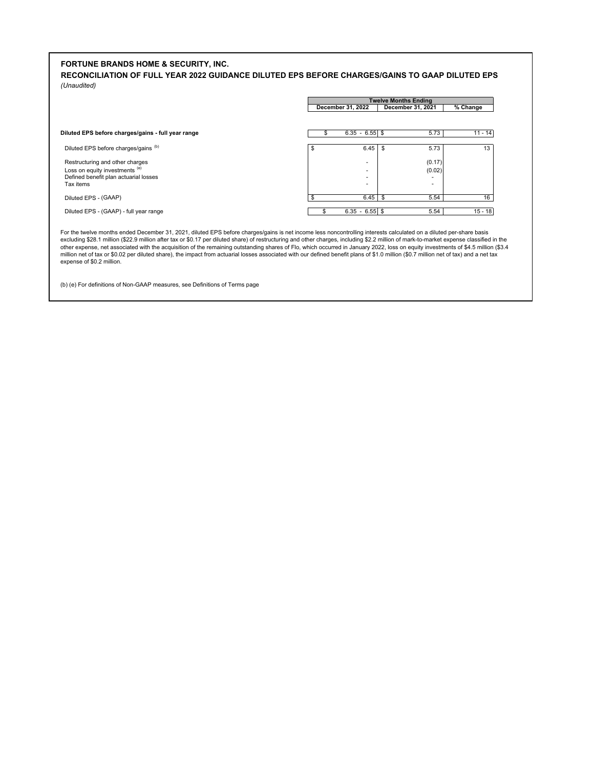# FORTUNE BRANDS HOME & SECURITY, INC.

## RECONCILIATION OF FULL YEAR 2022 GUIDANCE DILUTED EPS BEFORE CHARGES/GAINS TO GAAP DILUTED EPS

*(Unaudited)*

| | Twelve Months Ending | | |
|---|---|---|---|
| | December 31, 2022 | December 31, 2021 | % Change |
| **Diluted EPS before charges/gains - full year range** | $ 6.35 - 6.55 | $ 5.73 | 11 - 14 |
| Diluted EPS before charges/gains [(b)] | $ 6.45 | $ 5.73 | 13 |
| Restructuring and other charges | - | (0.17) | |
| Loss on equity investments [(e)] | - | (0.02) | |
| Defined benefit plan actuarial losses | - | - | |
| Tax items | - | - | |
| Diluted EPS - (GAAP) | $ 6.45 | $ 5.54 | 16 |
| Diluted EPS - (GAAP) - full year range | $ 6.35 - 6.55 | $ 5.54 | 15 - 18 |

For the twelve months ended December 31, 2021, diluted EPS before charges/gains is net income less noncontrolling interests calculated on a diluted per-share basis excluding $28.1 million ($22.9 million after tax or $0.17 per diluted share) of restructuring and other charges, including $2.2 million of mark-to-market expense classified in the other expense, net associated with the acquisition of the remaining outstanding shares of Flo, which occurred in January 2022, loss on equity investments of $4.5 million ($3.4 million net of tax or $0.02 per diluted share), the impact from actuarial losses associated with our defined benefit plans of $1.0 million ($0.7 million net of tax) and a net tax expense of $0.2 million.

(b) (e) For definitions of Non-GAAP measures, see Definitions of Terms page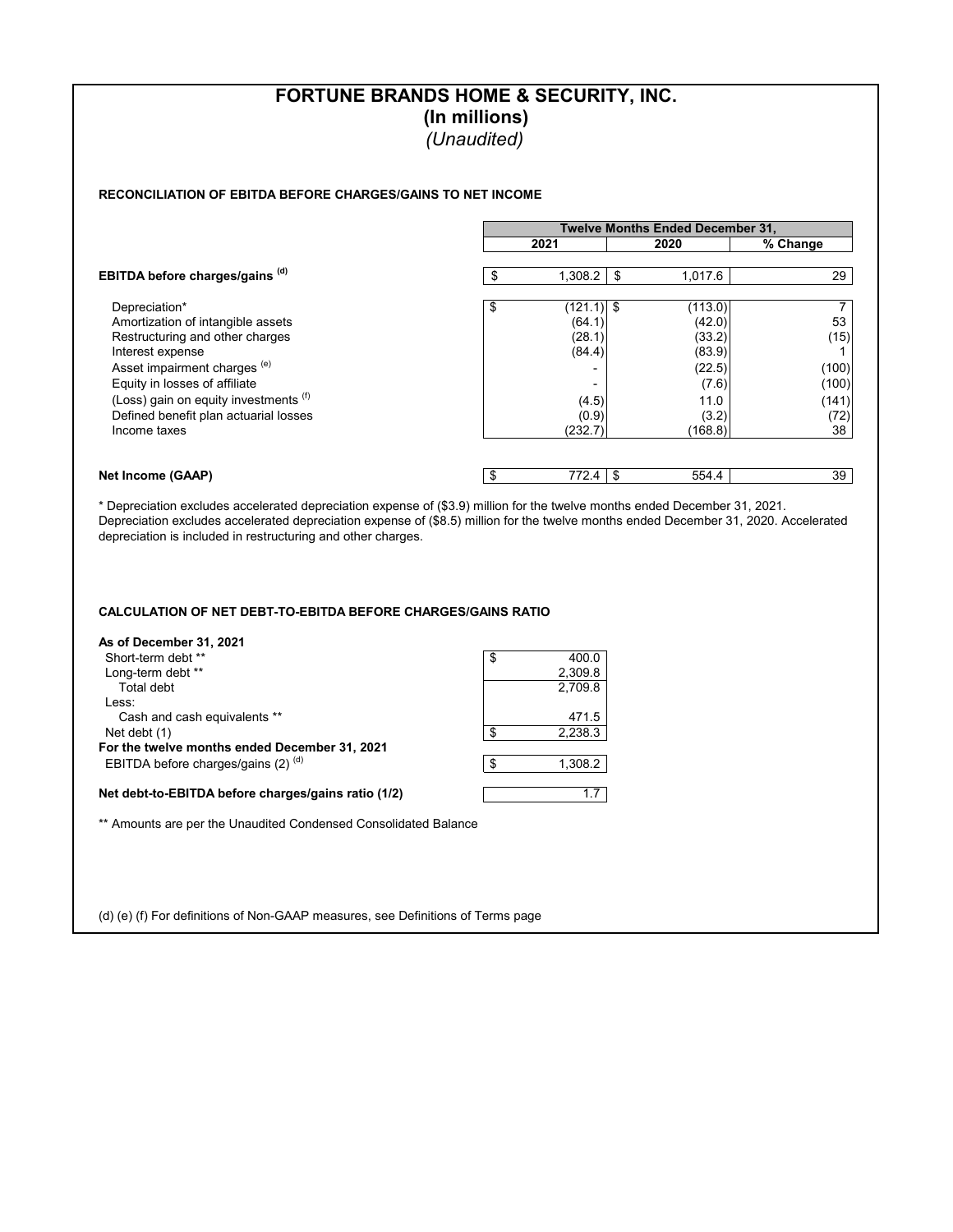# FORTUNE BRANDS HOME & SECURITY, INC.
## (In millions)
*(Unaudited)*

**RECONCILIATION OF EBITDA BEFORE CHARGES/GAINS TO NET INCOME**

| | Twelve Months Ended December 31, | | |
|---|---|---|---|
| | 2021 | 2020 | % Change |
| **EBITDA before charges/gains [(d)]** | $ 1,308.2 | $ 1,017.6 | 29 |
| Depreciation* | $ (121.1) | $ (113.0) | 7 |
| Amortization of intangible assets | (64.1) | (42.0) | 53 |
| Restructuring and other charges | (28.1) | (33.2) | (15) |
| Interest expense | (84.4) | (83.9) | 1 |
| Asset impairment charges [(e)] | - | (22.5) | (100) |
| Equity in losses of affiliate | - | (7.6) | (100) |
| (Loss) gain on equity investments [(f)] | (4.5) | 11.0 | (141) |
| Defined benefit plan actuarial losses | (0.9) | (3.2) | (72) |
| Income taxes | (232.7) | (168.8) | 38 |
| **Net Income (GAAP)** | $ 772.4 | $ 554.4 | 39 |

* Depreciation excludes accelerated depreciation expense of ($3.9) million for the twelve months ended December 31, 2021. Depreciation excludes accelerated depreciation expense of ($8.5) million for the twelve months ended December 31, 2020. Accelerated depreciation is included in restructuring and other charges.

**CALCULATION OF NET DEBT-TO-EBITDA BEFORE CHARGES/GAINS RATIO**

| | |
|---|---|
| **As of December 31, 2021** | |
| Short-term debt ** | $ 400.0 |
| Long-term debt ** | 2,309.8 |
| Total debt | 2,709.8 |
| Less: | |
| Cash and cash equivalents ** | 471.5 |
| Net debt (1) | $ 2,238.3 |
| **For the twelve months ended December 31, 2021** | |
| EBITDA before charges/gains (2) [(d)] | $ 1,308.2 |
| **Net debt-to-EBITDA before charges/gains ratio (1/2)** | 1.7 |

** Amounts are per the Unaudited Condensed Consolidated Balance

(d) (e) (f) For definitions of Non-GAAP measures, see Definitions of Terms page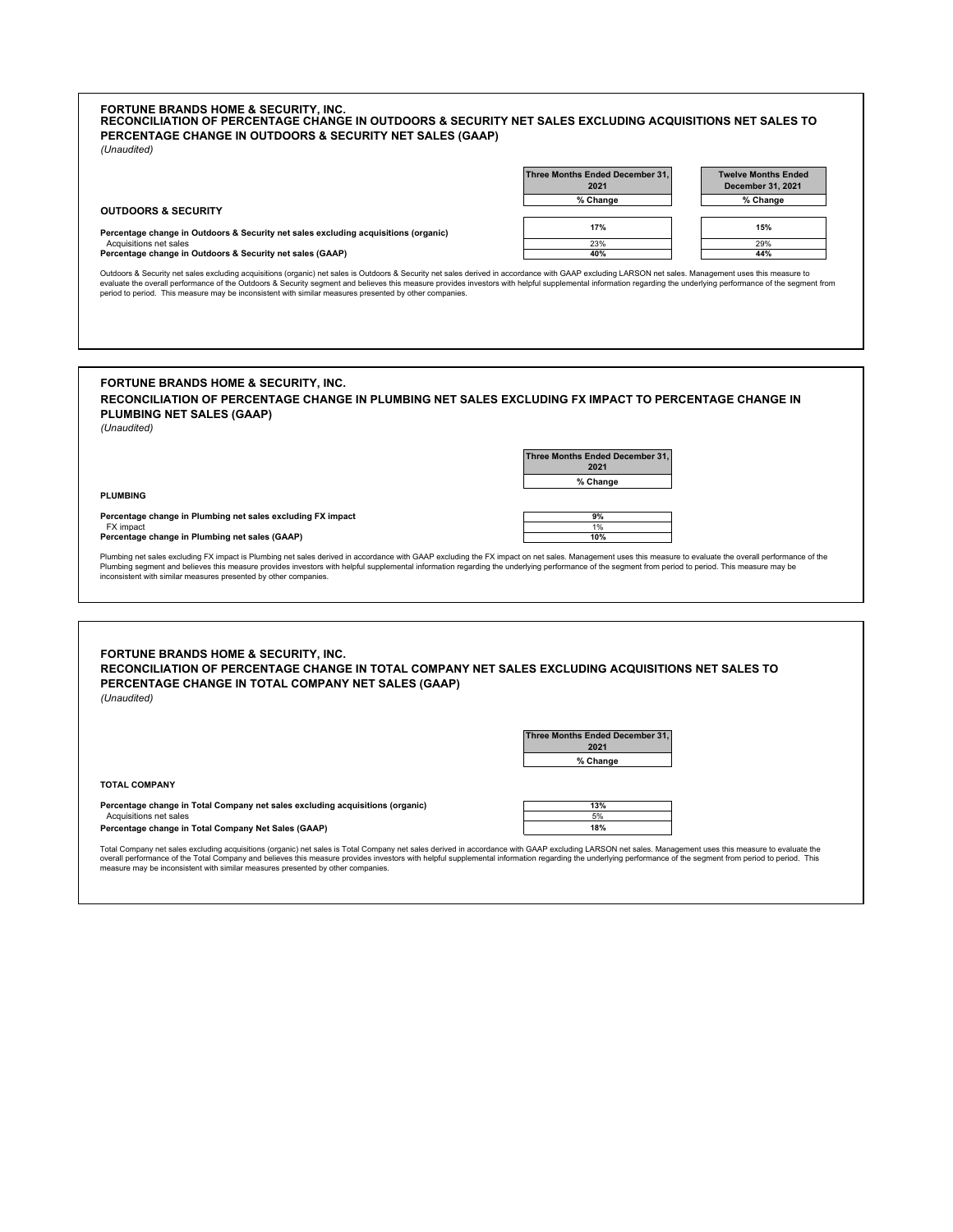**FORTUNE BRANDS HOME & SECURITY, INC.**
**RECONCILIATION OF PERCENTAGE CHANGE IN OUTDOORS & SECURITY NET SALES EXCLUDING ACQUISITIONS NET SALES TO PERCENTAGE CHANGE IN OUTDOORS & SECURITY NET SALES (GAAP)**
*(Unaudited)*

| | Three Months Ended December 31, 2021 | Twelve Months Ended December 31, 2021 |
|---|---|---|
| | % Change | % Change |
| **OUTDOORS & SECURITY** | | |
| **Percentage change in Outdoors & Security net sales excluding acquisitions (organic)** | **17%** | **15%** |
| Acquisitions net sales | 23% | 29% |
| **Percentage change in Outdoors & Security net sales (GAAP)** | **40%** | **44%** |

Outdoors & Security net sales excluding acquisitions (organic) net sales is Outdoors & Security net sales derived in accordance with GAAP excluding LARSON net sales. Management uses this measure to evaluate the overall performance of the Outdoors & Security segment and believes this measure provides investors with helpful supplemental information regarding the underlying performance of the segment from period to period. This measure may be inconsistent with similar measures presented by other companies.

**FORTUNE BRANDS HOME & SECURITY, INC.**
**RECONCILIATION OF PERCENTAGE CHANGE IN PLUMBING NET SALES EXCLUDING FX IMPACT TO PERCENTAGE CHANGE IN PLUMBING NET SALES (GAAP)**
*(Unaudited)*

| | Three Months Ended December 31, 2021 |
|---|---|
| | % Change |
| **PLUMBING** | |
| **Percentage change in Plumbing net sales excluding FX impact** | **9%** |
| FX impact | 1% |
| **Percentage change in Plumbing net sales (GAAP)** | **10%** |

Plumbing net sales excluding FX impact is Plumbing net sales derived in accordance with GAAP excluding the FX impact on net sales. Management uses this measure to evaluate the overall performance of the Plumbing segment and believes this measure provides investors with helpful supplemental information regarding the underlying performance of the segment from period to period. This measure may be inconsistent with similar measures presented by other companies.

**FORTUNE BRANDS HOME & SECURITY, INC.**
**RECONCILIATION OF PERCENTAGE CHANGE IN TOTAL COMPANY NET SALES EXCLUDING ACQUISITIONS NET SALES TO PERCENTAGE CHANGE IN TOTAL COMPANY NET SALES (GAAP)**
*(Unaudited)*

| | Three Months Ended December 31, 2021 |
|---|---|
| | % Change |
| **TOTAL COMPANY** | |
| **Percentage change in Total Company net sales excluding acquisitions (organic)** | **13%** |
| Acquisitions net sales | 5% |
| **Percentage change in Total Company Net Sales (GAAP)** | **18%** |

Total Company net sales excluding acquisitions (organic) net sales is Total Company net sales derived in accordance with GAAP excluding LARSON net sales. Management uses this measure to evaluate the overall performance of the Total Company and believes this measure provides investors with helpful supplemental information regarding the underlying performance of the segment from period to period. This measure may be inconsistent with similar measures presented by other companies.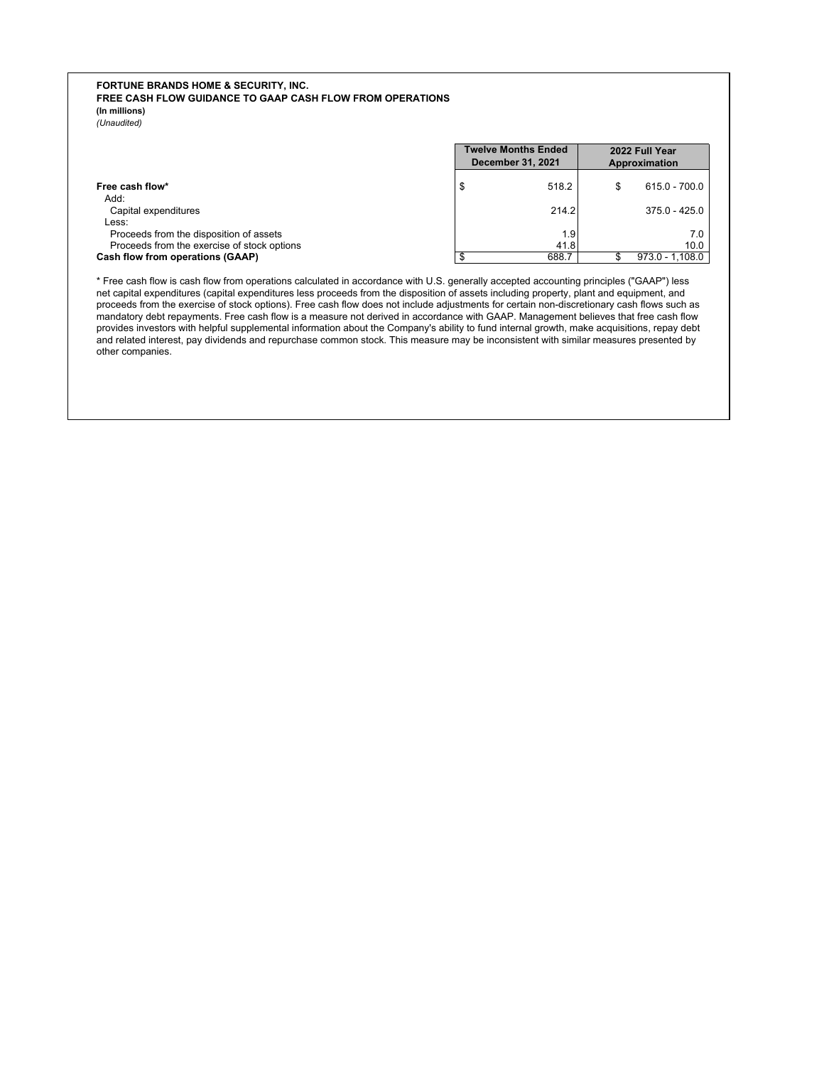**FORTUNE BRANDS HOME & SECURITY, INC.**
**FREE CASH FLOW GUIDANCE TO GAAP CASH FLOW FROM OPERATIONS**
**(In millions)**
*(Unaudited)*

| | Twelve Months Ended December 31, 2021 | 2022 Full Year Approximation |
|---|---|---|
| **Free cash flow*** | $ 518.2 | $ 615.0 - 700.0 |
| Add: | | |
| Capital expenditures | 214.2 | 375.0 - 425.0 |
| Less: | | |
| Proceeds from the disposition of assets | 1.9 | 7.0 |
| Proceeds from the exercise of stock options | 41.8 | 10.0 |
| **Cash flow from operations (GAAP)** | $ 688.7 | $ 973.0 - 1,108.0 |

* Free cash flow is cash flow from operations calculated in accordance with U.S. generally accepted accounting principles ("GAAP") less net capital expenditures (capital expenditures less proceeds from the disposition of assets including property, plant and equipment, and proceeds from the exercise of stock options). Free cash flow does not include adjustments for certain non-discretionary cash flows such as mandatory debt repayments. Free cash flow is a measure not derived in accordance with GAAP. Management believes that free cash flow provides investors with helpful supplemental information about the Company's ability to fund internal growth, make acquisitions, repay debt and related interest, pay dividends and repurchase common stock. This measure may be inconsistent with similar measures presented by other companies.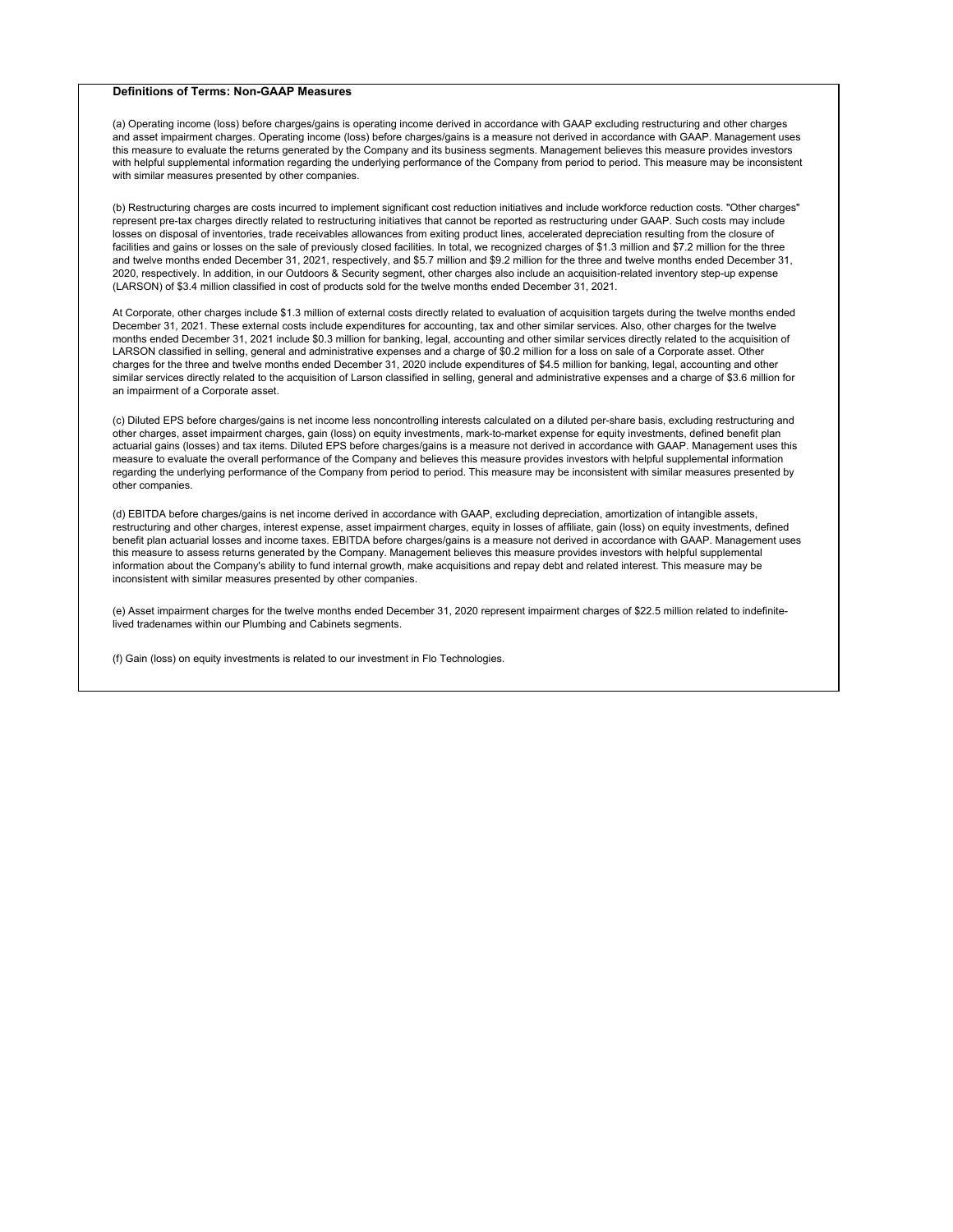**Definitions of Terms: Non-GAAP Measures**

(a) Operating income (loss) before charges/gains is operating income derived in accordance with GAAP excluding restructuring and other charges and asset impairment charges. Operating income (loss) before charges/gains is a measure not derived in accordance with GAAP. Management uses this measure to evaluate the returns generated by the Company and its business segments. Management believes this measure provides investors with helpful supplemental information regarding the underlying performance of the Company from period to period. This measure may be inconsistent with similar measures presented by other companies.

(b) Restructuring charges are costs incurred to implement significant cost reduction initiatives and include workforce reduction costs. "Other charges" represent pre-tax charges directly related to restructuring initiatives that cannot be reported as restructuring under GAAP. Such costs may include losses on disposal of inventories, trade receivables allowances from exiting product lines, accelerated depreciation resulting from the closure of facilities and gains or losses on the sale of previously closed facilities. In total, we recognized charges of $1.3 million and $7.2 million for the three and twelve months ended December 31, 2021, respectively, and $5.7 million and $9.2 million for the three and twelve months ended December 31, 2020, respectively. In addition, in our Outdoors & Security segment, other charges also include an acquisition-related inventory step-up expense (LARSON) of $3.4 million classified in cost of products sold for the twelve months ended December 31, 2021.

At Corporate, other charges include $1.3 million of external costs directly related to evaluation of acquisition targets during the twelve months ended December 31, 2021. These external costs include expenditures for accounting, tax and other similar services. Also, other charges for the twelve months ended December 31, 2021 include $0.3 million for banking, legal, accounting and other similar services directly related to the acquisition of LARSON classified in selling, general and administrative expenses and a charge of $0.2 million for a loss on sale of a Corporate asset. Other charges for the three and twelve months ended December 31, 2020 include expenditures of $4.5 million for banking, legal, accounting and other similar services directly related to the acquisition of Larson classified in selling, general and administrative expenses and a charge of $3.6 million for an impairment of a Corporate asset.

(c) Diluted EPS before charges/gains is net income less noncontrolling interests calculated on a diluted per-share basis, excluding restructuring and other charges, asset impairment charges, gain (loss) on equity investments, mark-to-market expense for equity investments, defined benefit plan actuarial gains (losses) and tax items. Diluted EPS before charges/gains is a measure not derived in accordance with GAAP. Management uses this measure to evaluate the overall performance of the Company and believes this measure provides investors with helpful supplemental information regarding the underlying performance of the Company from period to period. This measure may be inconsistent with similar measures presented by other companies.

(d) EBITDA before charges/gains is net income derived in accordance with GAAP, excluding depreciation, amortization of intangible assets, restructuring and other charges, interest expense, asset impairment charges, equity in losses of affiliate, gain (loss) on equity investments, defined benefit plan actuarial losses and income taxes. EBITDA before charges/gains is a measure not derived in accordance with GAAP. Management uses this measure to assess returns generated by the Company. Management believes this measure provides investors with helpful supplemental information about the Company's ability to fund internal growth, make acquisitions and repay debt and related interest. This measure may be inconsistent with similar measures presented by other companies.

(e) Asset impairment charges for the twelve months ended December 31, 2020 represent impairment charges of $22.5 million related to indefinite-lived tradenames within our Plumbing and Cabinets segments.

(f) Gain (loss) on equity investments is related to our investment in Flo Technologies.